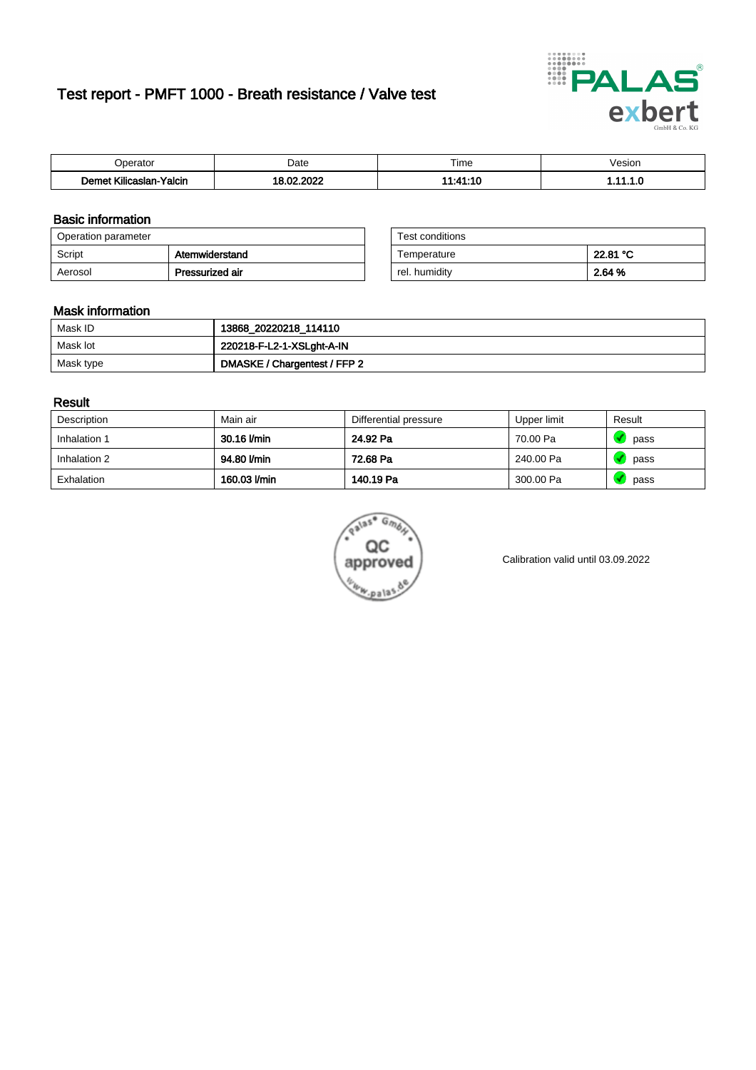# Test report - PMFT 1000 - Breath resistance / Valve test

| Operator | Date | Time | Vesion |
|---|---|---|---|
| **Demet Kilicaslan-Yalcin** | **18.02.2022** | **11:41:10** | **1.11.1.0** |

## Basic information

| Operation parameter | |
|---|---|
| Script | **Atemwiderstand** |
| Aerosol | **Pressurized air** |

| Test conditions | |
|---|---|
| Temperature | **22.81 °C** |
| rel. humidity | **2.64 %** |

## Mask information

| | |
|---|---|
| Mask ID | **13868_20220218_114110** |
| Mask lot | **220218-F-L2-1-XSLght-A-IN** |
| Mask type | **DMASKE / Chargentest / FFP 2** |

## Result

| Description | Main air | Differential pressure | Upper limit | Result |
|---|---|---|---|---|
| Inhalation 1 | **30.16 l/min** | **24.92 Pa** | 70.00 Pa | pass |
| Inhalation 2 | **94.80 l/min** | **72.68 Pa** | 240.00 Pa | pass |
| Exhalation | **160.03 l/min** | **140.19 Pa** | 300.00 Pa | pass |

Calibration valid until 03.09.2022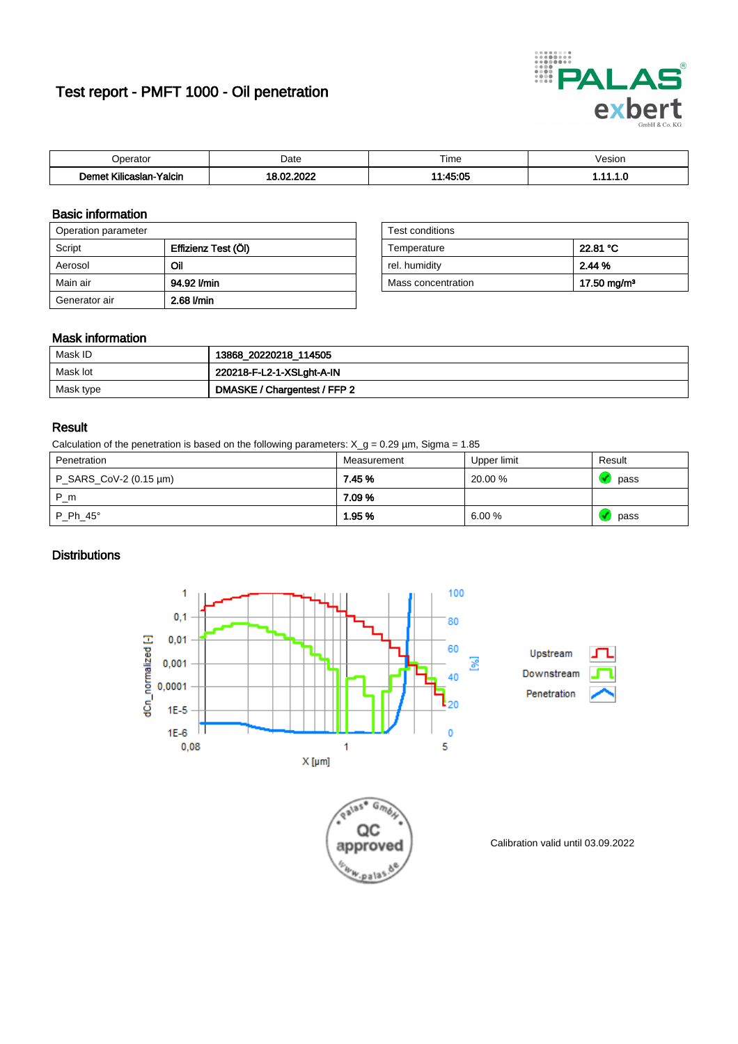# Test report - PMFT 1000 - Oil penetration

PALAS exbert GmbH & Co. KG

| Operator | Date | Time | Vesion |
|---|---|---|---|
| Demet Kilicaslan-Yalcin | 18.02.2022 | 11:45:05 | 1.11.1.0 |

## Basic information

| Operation parameter | |
|---|---|
| Script | Effizienz Test (Öl) |
| Aerosol | Oil |
| Main air | 94.92 l/min |
| Generator air | 2.68 l/min |

| Test conditions | |
|---|---|
| Temperature | 22.81 °C |
| rel. humidity | 2.44 % |
| Mass concentration | 17.50 mg/m³ |

## Mask information

| | |
|---|---|
| Mask ID | 13868_20220218_114505 |
| Mask lot | 220218-F-L2-1-XSLght-A-IN |
| Mask type | DMASKE / Chargentest / FFP 2 |

## Result

Calculation of the penetration is based on the following parameters: $X_g = 0.29$ µm, Sigma = 1.85

| Penetration | Measurement | Upper limit | Result |
|---|---|---|---|
| P_SARS_CoV-2 (0.15 µm) | 7.45 % | 20.00 % | pass |
| P_m | 7.09 % | | |
| P_Ph_45° | 1.95 % | 6.00 % | pass |

## Distributions

dCn_normalized [-]
1
0,1
0,01
0,001
0,0001
1E-5
1E-6
0,08
1
5
X [µm]
100
80
60
40
20
0
[%]
Upstream
Downstream
Penetration

Palas® GmbH
QC approved
www.palas.de

Calibration valid until 03.09.2022